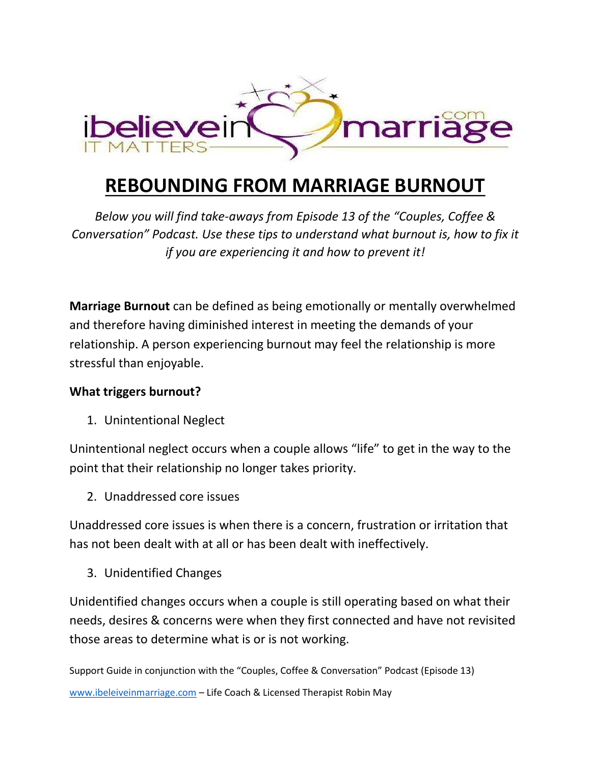# REBOUNDING FROM MARRIAGE BURNOUT

*Below you will find take-aways from Episode 13 of the "Couples, Coffee & Conversation" Podcast. Use these tips to understand what burnout is, how to fix it if you are experiencing it and how to prevent it!*

**Marriage Burnout** can be defined as being emotionally or mentally overwhelmed and therefore having diminished interest in meeting the demands of your relationship. A person experiencing burnout may feel the relationship is more stressful than enjoyable.

**What triggers burnout?**

1. Unintentional Neglect

Unintentional neglect occurs when a couple allows "life" to get in the way to the point that their relationship no longer takes priority.

2. Unaddressed core issues

Unaddressed core issues is when there is a concern, frustration or irritation that has not been dealt with at all or has been dealt with ineffectively.

3. Unidentified Changes

Unidentified changes occurs when a couple is still operating based on what their needs, desires & concerns were when they first connected and have not revisited those areas to determine what is or is not working.

Support Guide in conjunction with the "Couples, Coffee & Conversation" Podcast (Episode 13)

www.ibeleiveinmarriage.com – Life Coach & Licensed Therapist Robin May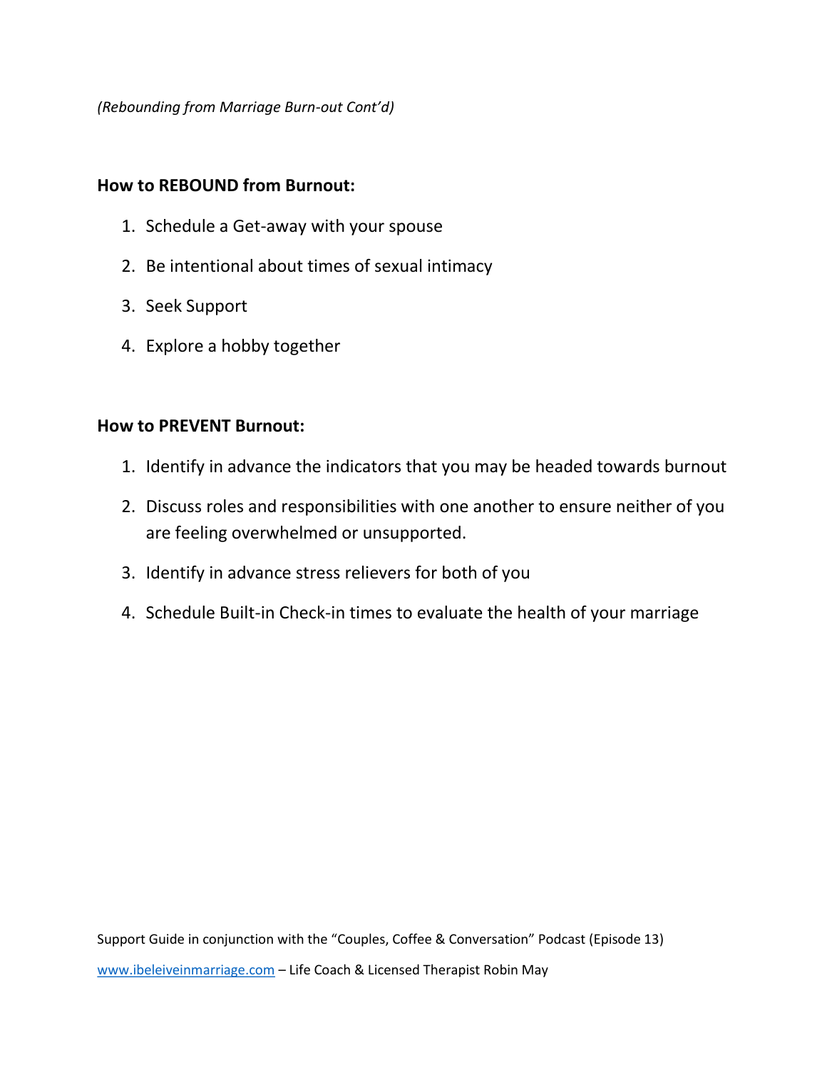*(Rebounding from Marriage Burn-out Cont'd)*

**How to REBOUND from Burnout:**

1. Schedule a Get-away with your spouse
2. Be intentional about times of sexual intimacy
3. Seek Support
4. Explore a hobby together

**How to PREVENT Burnout:**

1. Identify in advance the indicators that you may be headed towards burnout
2. Discuss roles and responsibilities with one another to ensure neither of you are feeling overwhelmed or unsupported.
3. Identify in advance stress relievers for both of you
4. Schedule Built-in Check-in times to evaluate the health of your marriage